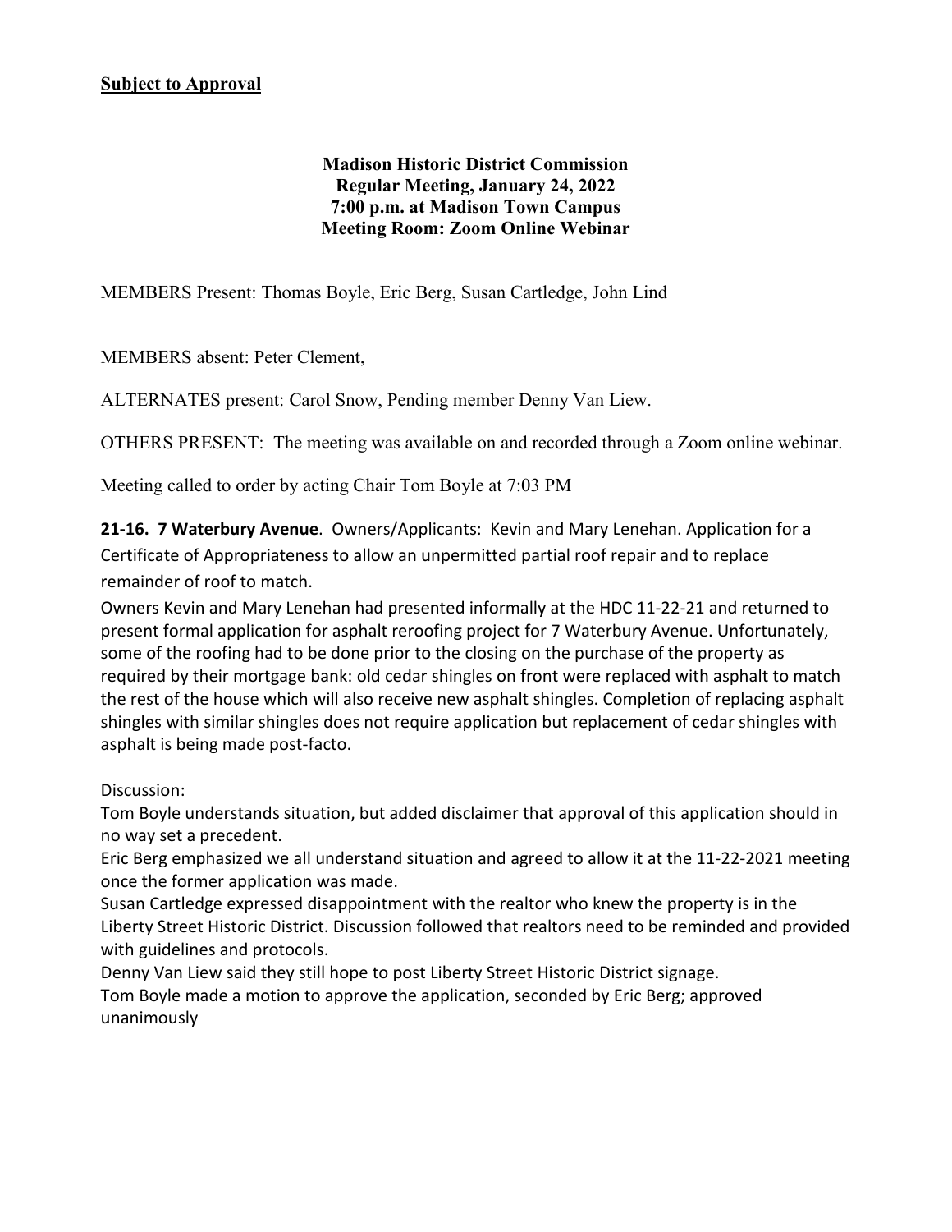**Subject to Approval**

**Madison Historic District Commission**
**Regular Meeting, January 24, 2022**
**7:00 p.m. at Madison Town Campus**
**Meeting Room: Zoom Online Webinar**

MEMBERS Present: Thomas Boyle, Eric Berg, Susan Cartledge, John Lind

MEMBERS absent: Peter Clement,

ALTERNATES present: Carol Snow, Pending member Denny Van Liew.

OTHERS PRESENT: The meeting was available on and recorded through a Zoom online webinar.

Meeting called to order by acting Chair Tom Boyle at 7:03 PM

**21-16. 7 Waterbury Avenue**. Owners/Applicants: Kevin and Mary Lenehan. Application for a Certificate of Appropriateness to allow an unpermitted partial roof repair and to replace remainder of roof to match.

Owners Kevin and Mary Lenehan had presented informally at the HDC 11-22-21 and returned to present formal application for asphalt reroofing project for 7 Waterbury Avenue. Unfortunately, some of the roofing had to be done prior to the closing on the purchase of the property as required by their mortgage bank: old cedar shingles on front were replaced with asphalt to match the rest of the house which will also receive new asphalt shingles. Completion of replacing asphalt shingles with similar shingles does not require application but replacement of cedar shingles with asphalt is being made post-facto.

Discussion:

Tom Boyle understands situation, but added disclaimer that approval of this application should in no way set a precedent.

Eric Berg emphasized we all understand situation and agreed to allow it at the 11-22-2021 meeting once the former application was made.

Susan Cartledge expressed disappointment with the realtor who knew the property is in the Liberty Street Historic District. Discussion followed that realtors need to be reminded and provided with guidelines and protocols.

Denny Van Liew said they still hope to post Liberty Street Historic District signage.

Tom Boyle made a motion to approve the application, seconded by Eric Berg; approved unanimously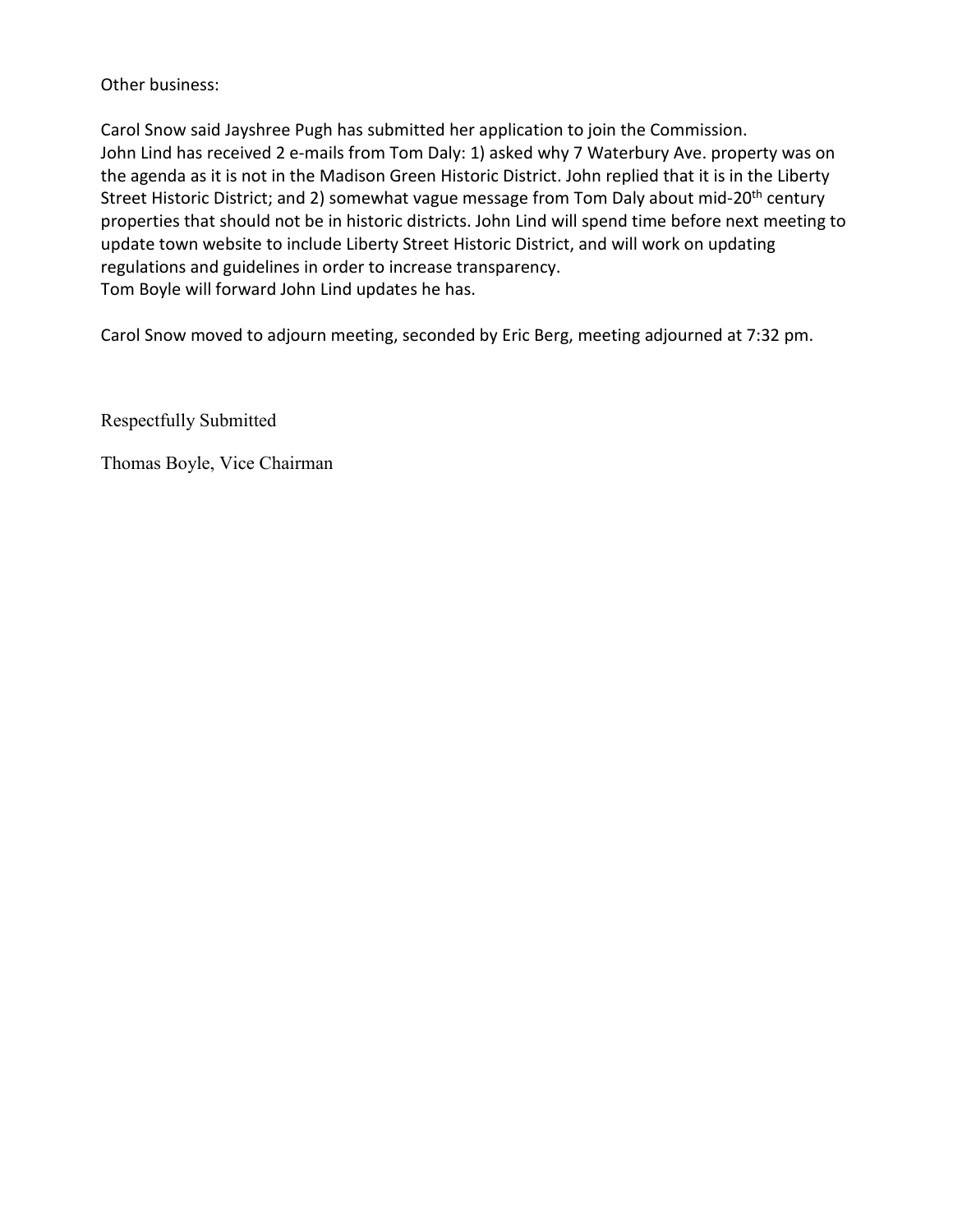Other business:

Carol Snow said Jayshree Pugh has submitted her application to join the Commission.
John Lind has received 2 e-mails from Tom Daly: 1) asked why 7 Waterbury Ave. property was on the agenda as it is not in the Madison Green Historic District. John replied that it is in the Liberty Street Historic District; and 2) somewhat vague message from Tom Daly about mid-20th century properties that should not be in historic districts. John Lind will spend time before next meeting to update town website to include Liberty Street Historic District, and will work on updating regulations and guidelines in order to increase transparency.
Tom Boyle will forward John Lind updates he has.

Carol Snow moved to adjourn meeting, seconded by Eric Berg, meeting adjourned at 7:32 pm.

Respectfully Submitted

Thomas Boyle, Vice Chairman